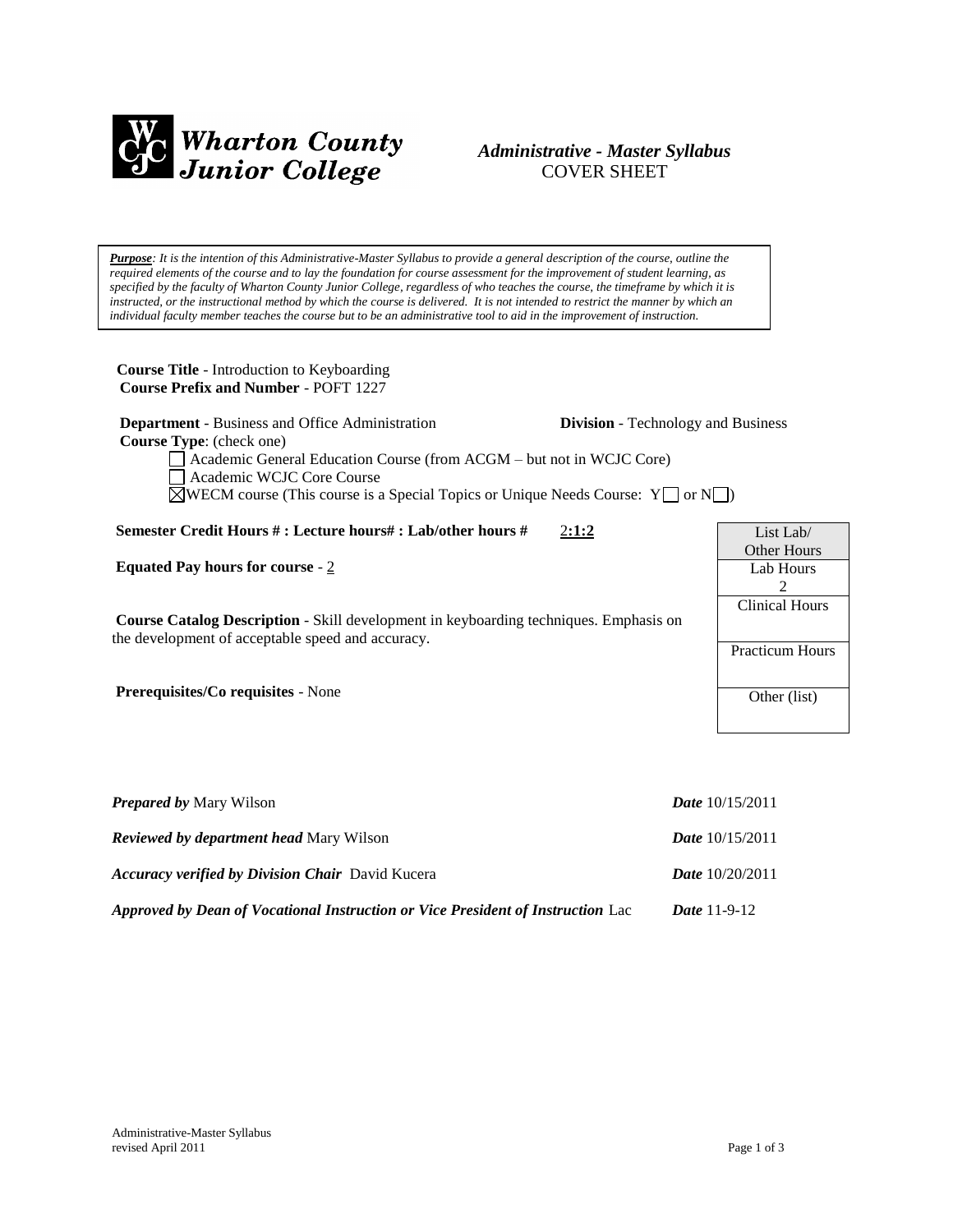# Wharton County Junior College

## *Administrative - Master Syllabus*
## COVER SHEET

***Purpose**: It is the intention of this Administrative-Master Syllabus to provide a general description of the course, outline the required elements of the course and to lay the foundation for course assessment for the improvement of student learning, as specified by the faculty of Wharton County Junior College, regardless of who teaches the course, the timeframe by which it is instructed, or the instructional method by which the course is delivered. It is not intended to restrict the manner by which an individual faculty member teaches the course but to be an administrative tool to aid in the improvement of instruction.*

**Course Title** - Introduction to Keyboarding
**Course Prefix and Number** - POFT 1227

**Department** - Business and Office Administration **Division** - Technology and Business

**Course Type**: (check one)

- ☐ Academic General Education Course (from ACGM – but not in WCJC Core)
- ☐ Academic WCJC Core Course
- ☒ WECM course (This course is a Special Topics or Unique Needs Course: Y☐ or N☐)

**Semester Credit Hours # : Lecture hours# : Lab/other hours #** 2:1:2

**Equated Pay hours for course** - 2

| List Lab/ Other Hours |
|---|
| Lab Hours 2 |
| Clinical Hours |
| Practicum Hours |
| Other (list) |

**Course Catalog Description** - Skill development in keyboarding techniques. Emphasis on the development of acceptable speed and accuracy.

**Prerequisites/Co requisites** - None

***Prepared by*** Mary Wilson ***Date*** 10/15/2011

***Reviewed by department head*** Mary Wilson ***Date*** 10/15/2011

***Accuracy verified by Division Chair*** David Kucera ***Date*** 10/20/2011

***Approved by Dean of Vocational Instruction or Vice President of Instruction*** Lac ***Date*** 11-9-12

Administrative-Master Syllabus
revised April 2011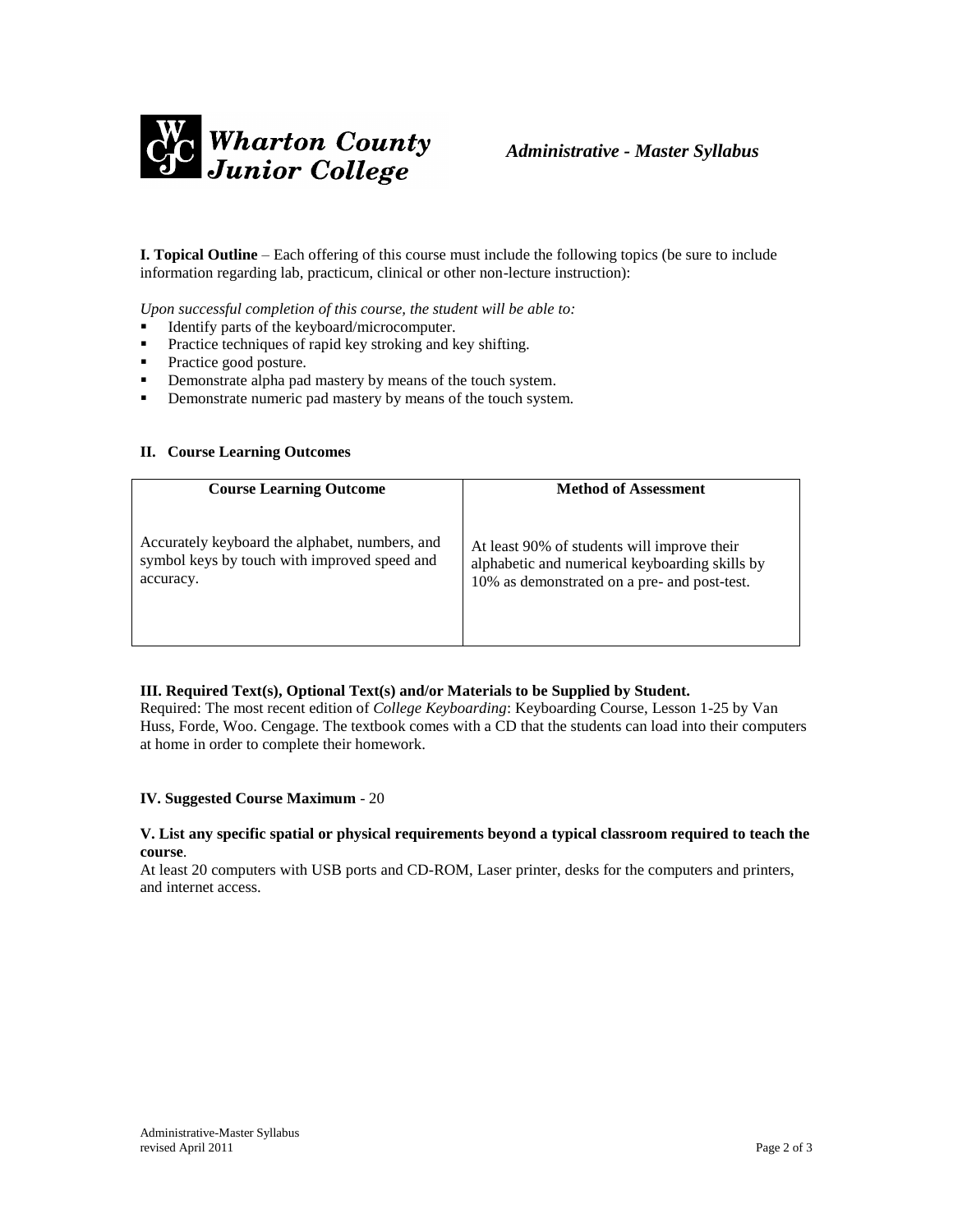*Administrative - Master Syllabus*

**I. Topical Outline** – Each offering of this course must include the following topics (be sure to include information regarding lab, practicum, clinical or other non-lecture instruction):

*Upon successful completion of this course, the student will be able to:*

- Identify parts of the keyboard/microcomputer.
- Practice techniques of rapid key stroking and key shifting.
- Practice good posture.
- Demonstrate alpha pad mastery by means of the touch system.
- Demonstrate numeric pad mastery by means of the touch system.

**II. Course Learning Outcomes**

| Course Learning Outcome | Method of Assessment |
|---|---|
| Accurately keyboard the alphabet, numbers, and symbol keys by touch with improved speed and accuracy. | At least 90% of students will improve their alphabetic and numerical keyboarding skills by 10% as demonstrated on a pre- and post-test. |

**III. Required Text(s), Optional Text(s) and/or Materials to be Supplied by Student.**

Required: The most recent edition of *College Keyboarding*: Keyboarding Course, Lesson 1-25 by Van Huss, Forde, Woo. Cengage. The textbook comes with a CD that the students can load into their computers at home in order to complete their homework.

**IV. Suggested Course Maximum** - 20

**V. List any specific spatial or physical requirements beyond a typical classroom required to teach the course**.

At least 20 computers with USB ports and CD-ROM, Laser printer, desks for the computers and printers, and internet access.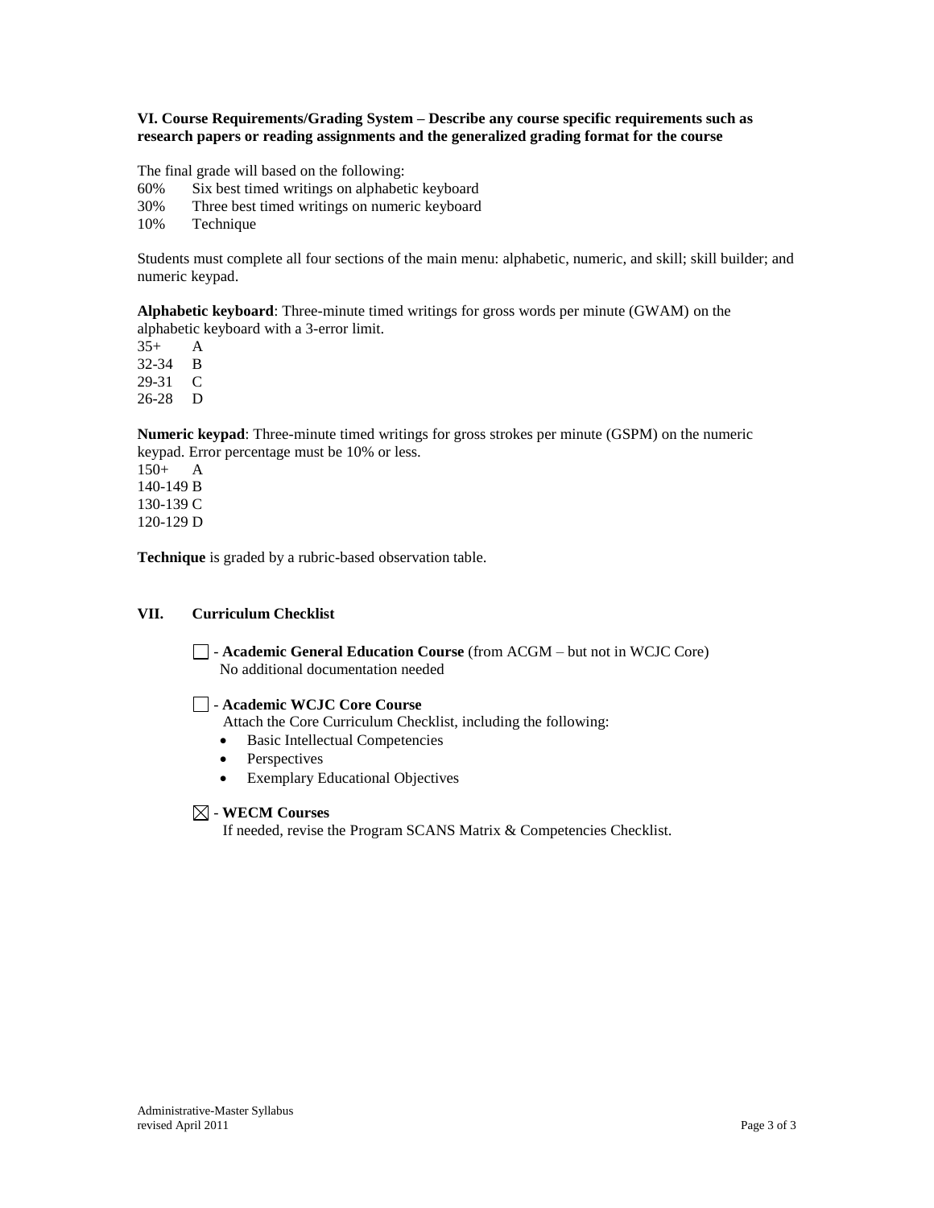**VI. Course Requirements/Grading System – Describe any course specific requirements such as research papers or reading assignments and the generalized grading format for the course**

The final grade will based on the following:

60% Six best timed writings on alphabetic keyboard
30% Three best timed writings on numeric keyboard
10% Technique

Students must complete all four sections of the main menu: alphabetic, numeric, and skill; skill builder; and numeric keypad.

**Alphabetic keyboard**: Three-minute timed writings for gross words per minute (GWAM) on the alphabetic keyboard with a 3-error limit.

35+ A
32-34 B
29-31 C
26-28 D

**Numeric keypad**: Three-minute timed writings for gross strokes per minute (GSPM) on the numeric keypad. Error percentage must be 10% or less.

150+ A
140-149 B
130-139 C
120-129 D

**Technique** is graded by a rubric-based observation table.

**VII. Curriculum Checklist**

☐ - **Academic General Education Course** (from ACGM – but not in WCJC Core)
No additional documentation needed

☐ - **Academic WCJC Core Course**
Attach the Core Curriculum Checklist, including the following:

- Basic Intellectual Competencies
- Perspectives
- Exemplary Educational Objectives

☒ - **WECM Courses**
If needed, revise the Program SCANS Matrix & Competencies Checklist.

Administrative-Master Syllabus
revised April 2011